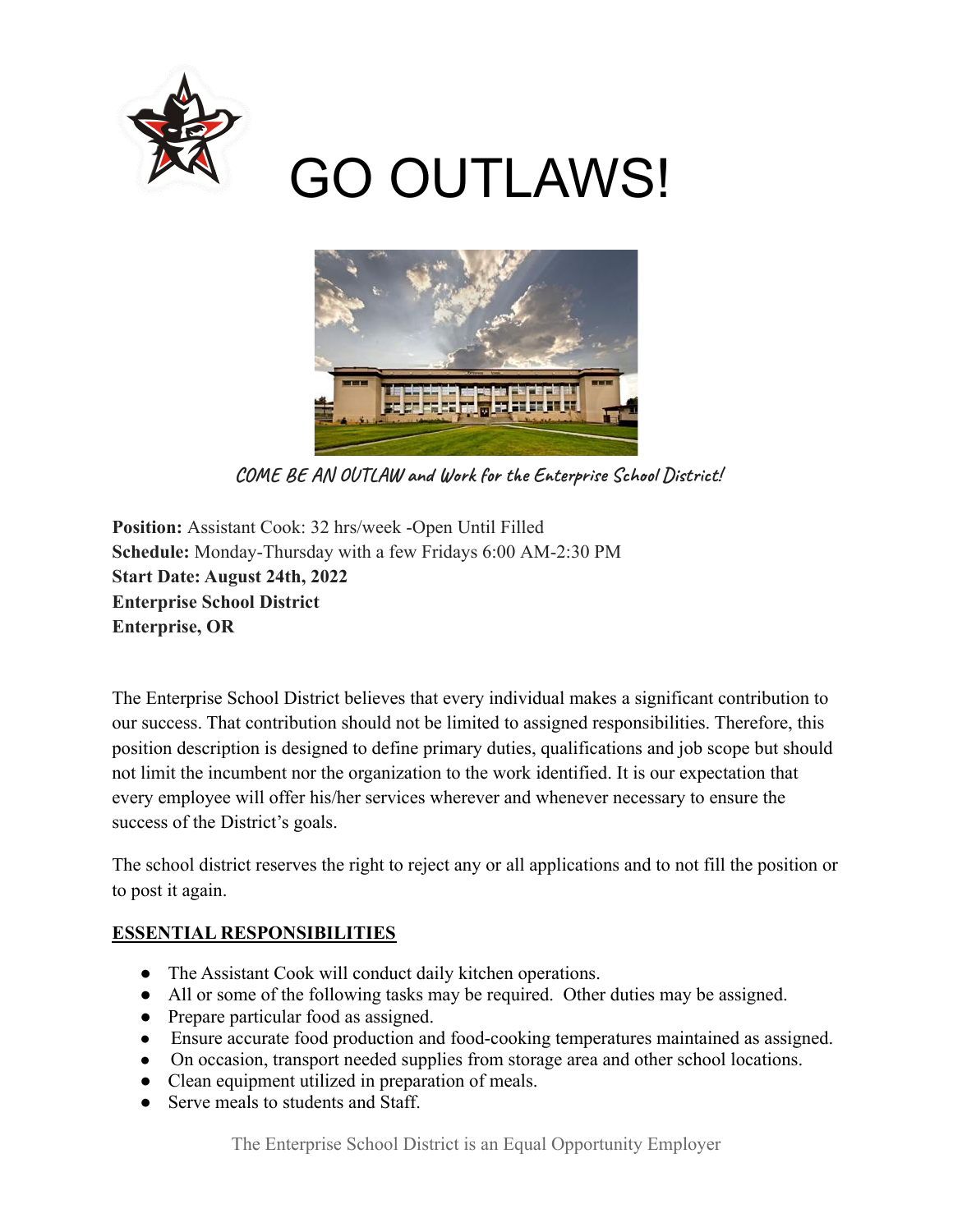# GO OUTLAWS!

*COME BE AN OUTLAW and Work for the Enterprise School District!*

**Position:** Assistant Cook: 32 hrs/week -Open Until Filled
**Schedule:** Monday-Thursday with a few Fridays 6:00 AM-2:30 PM
**Start Date: August 24th, 2022**
**Enterprise School District**
**Enterprise, OR**

The Enterprise School District believes that every individual makes a significant contribution to our success. That contribution should not be limited to assigned responsibilities. Therefore, this position description is designed to define primary duties, qualifications and job scope but should not limit the incumbent nor the organization to the work identified. It is our expectation that every employee will offer his/her services wherever and whenever necessary to ensure the success of the District's goals.

The school district reserves the right to reject any or all applications and to not fill the position or to post it again.

## ESSENTIAL RESPONSIBILITIES

- The Assistant Cook will conduct daily kitchen operations.
- All or some of the following tasks may be required. Other duties may be assigned.
- Prepare particular food as assigned.
- Ensure accurate food production and food-cooking temperatures maintained as assigned.
- On occasion, transport needed supplies from storage area and other school locations.
- Clean equipment utilized in preparation of meals.
- Serve meals to students and Staff.

The Enterprise School District is an Equal Opportunity Employer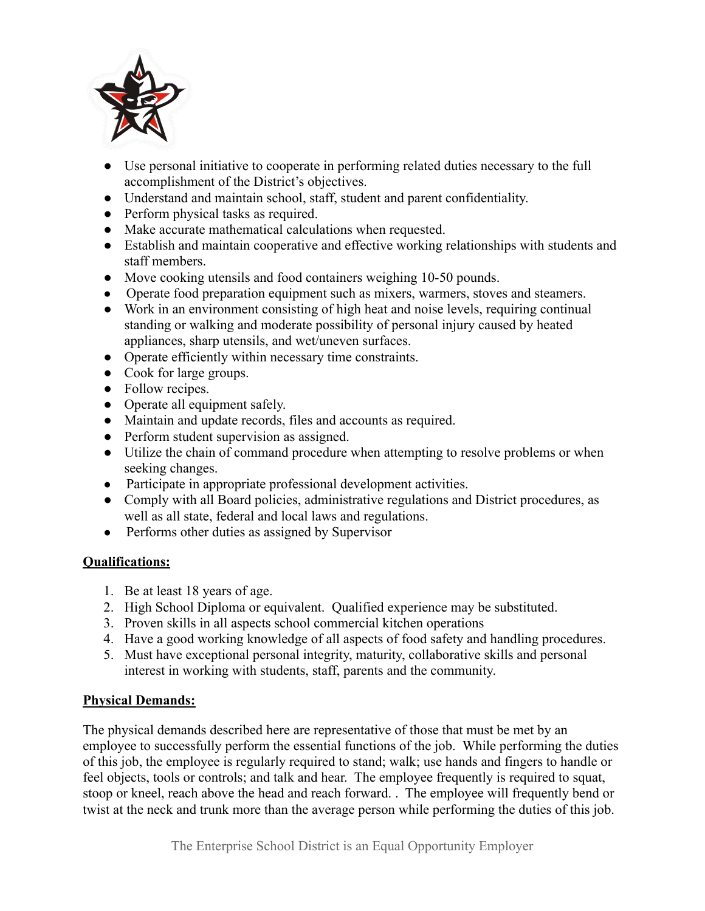- Use personal initiative to cooperate in performing related duties necessary to the full accomplishment of the District's objectives.
- Understand and maintain school, staff, student and parent confidentiality.
- Perform physical tasks as required.
- Make accurate mathematical calculations when requested.
- Establish and maintain cooperative and effective working relationships with students and staff members.
- Move cooking utensils and food containers weighing 10-50 pounds.
- Operate food preparation equipment such as mixers, warmers, stoves and steamers.
- Work in an environment consisting of high heat and noise levels, requiring continual standing or walking and moderate possibility of personal injury caused by heated appliances, sharp utensils, and wet/uneven surfaces.
- Operate efficiently within necessary time constraints.
- Cook for large groups.
- Follow recipes.
- Operate all equipment safely.
- Maintain and update records, files and accounts as required.
- Perform student supervision as assigned.
- Utilize the chain of command procedure when attempting to resolve problems or when seeking changes.
- Participate in appropriate professional development activities.
- Comply with all Board policies, administrative regulations and District procedures, as well as all state, federal and local laws and regulations.
- Performs other duties as assigned by Supervisor

**Qualifications:**

1. Be at least 18 years of age.
2. High School Diploma or equivalent. Qualified experience may be substituted.
3. Proven skills in all aspects school commercial kitchen operations
4. Have a good working knowledge of all aspects of food safety and handling procedures.
5. Must have exceptional personal integrity, maturity, collaborative skills and personal interest in working with students, staff, parents and the community.

**Physical Demands:**

The physical demands described here are representative of those that must be met by an employee to successfully perform the essential functions of the job. While performing the duties of this job, the employee is regularly required to stand; walk; use hands and fingers to handle or feel objects, tools or controls; and talk and hear. The employee frequently is required to squat, stoop or kneel, reach above the head and reach forward. . The employee will frequently bend or twist at the neck and trunk more than the average person while performing the duties of this job.

The Enterprise School District is an Equal Opportunity Employer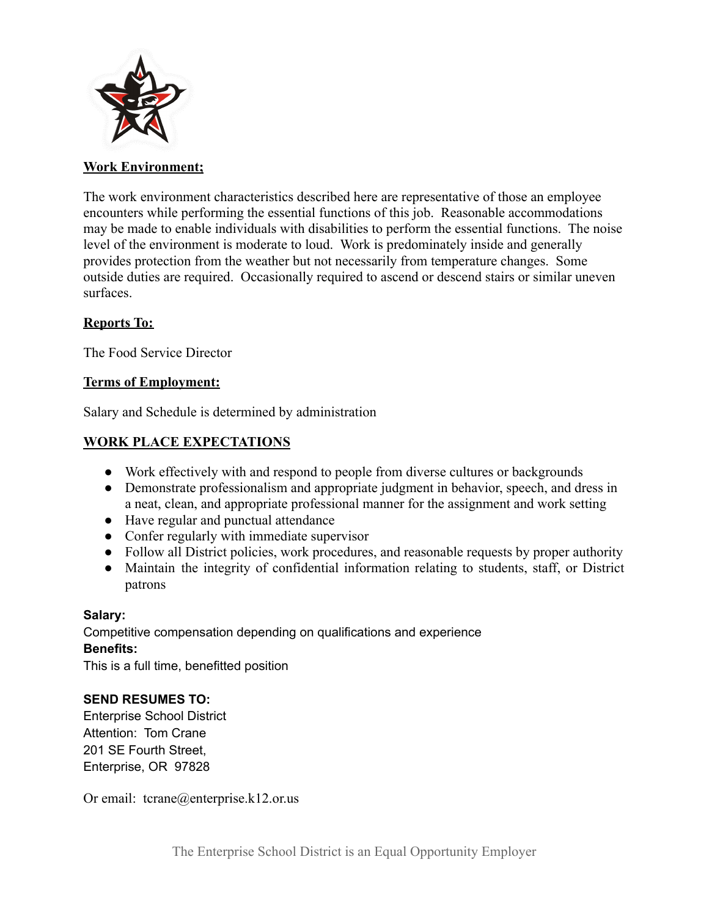**Work Environment;**

The work environment characteristics described here are representative of those an employee encounters while performing the essential functions of this job. Reasonable accommodations may be made to enable individuals with disabilities to perform the essential functions. The noise level of the environment is moderate to loud. Work is predominately inside and generally provides protection from the weather but not necessarily from temperature changes. Some outside duties are required. Occasionally required to ascend or descend stairs or similar uneven surfaces.

**Reports To:**

The Food Service Director

**Terms of Employment:**

Salary and Schedule is determined by administration

**WORK PLACE EXPECTATIONS**

- Work effectively with and respond to people from diverse cultures or backgrounds
- Demonstrate professionalism and appropriate judgment in behavior, speech, and dress in a neat, clean, and appropriate professional manner for the assignment and work setting
- Have regular and punctual attendance
- Confer regularly with immediate supervisor
- Follow all District policies, work procedures, and reasonable requests by proper authority
- Maintain the integrity of confidential information relating to students, staff, or District patrons

**Salary:**
Competitive compensation depending on qualifications and experience
**Benefits:**
This is a full time, benefitted position

**SEND RESUMES TO:**
Enterprise School District
Attention: Tom Crane
201 SE Fourth Street,
Enterprise, OR 97828

Or email: tcrane@enterprise.k12.or.us

The Enterprise School District is an Equal Opportunity Employer